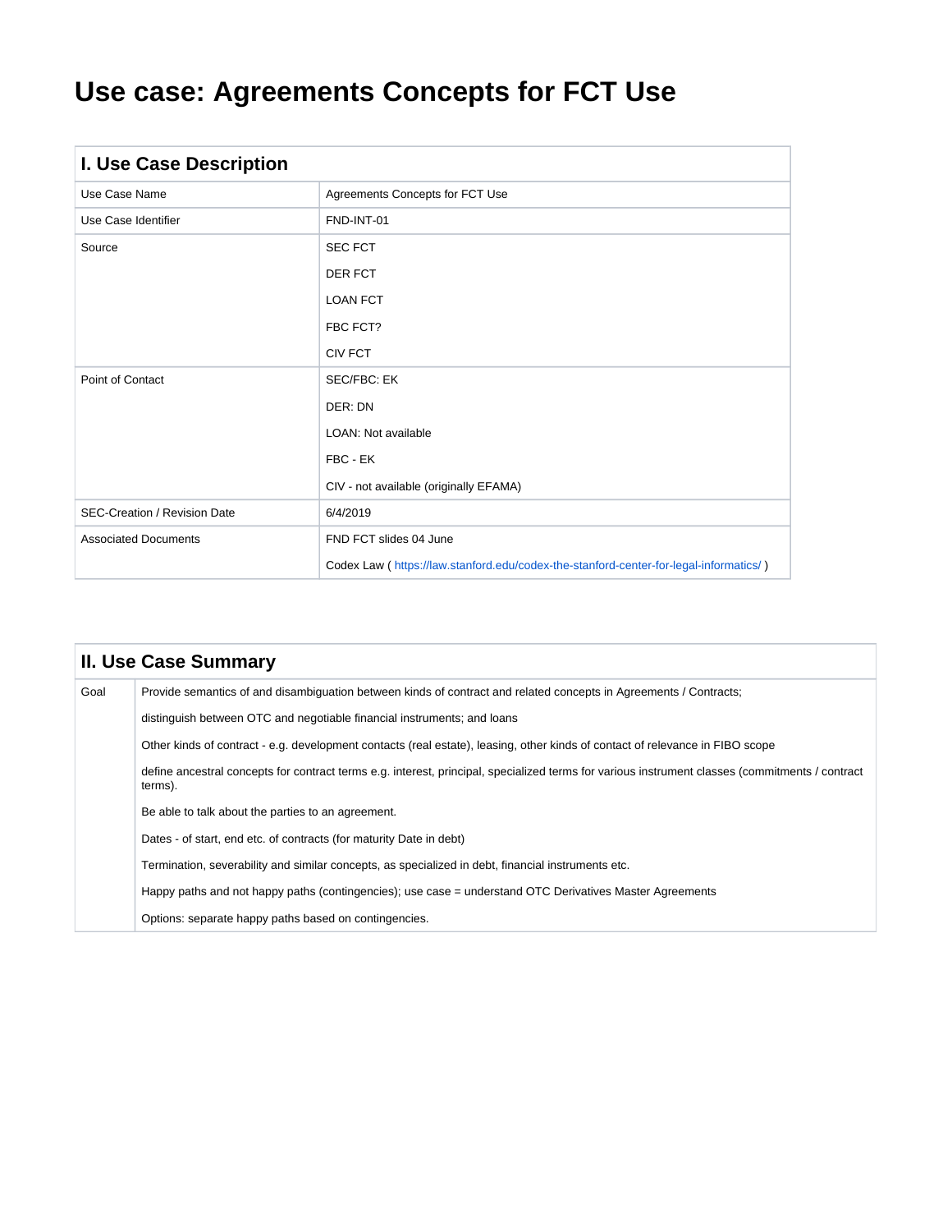# Use case: Agreements Concepts for FCT Use

| I. Use Case Description | |
|---|---|
| Use Case Name | Agreements Concepts for FCT Use |
| Use Case Identifier | FND-INT-01 |
| Source | SEC FCT<br>DER FCT<br>LOAN FCT<br>FBC FCT?<br>CIV FCT |
| Point of Contact | SEC/FBC: EK<br>DER: DN<br>LOAN: Not available<br>FBC - EK<br>CIV - not available (originally EFAMA) |
| SEC-Creation / Revision Date | 6/4/2019 |
| Associated Documents | FND FCT slides 04 June<br>Codex Law ( https://law.stanford.edu/codex-the-stanford-center-for-legal-informatics/ ) |

| II. Use Case Summary | |
|---|---|
| Goal | Provide semantics of and disambiguation between kinds of contract and related concepts in Agreements / Contracts;<br>distinguish between OTC and negotiable financial instruments; and loans<br>Other kinds of contract - e.g. development contacts (real estate), leasing, other kinds of contact of relevance in FIBO scope<br>define ancestral concepts for contract terms e.g. interest, principal, specialized terms for various instrument classes (commitments / contract terms).<br>Be able to talk about the parties to an agreement.<br>Dates - of start, end etc. of contracts (for maturity Date in debt)<br>Termination, severability and similar concepts, as specialized in debt, financial instruments etc.<br>Happy paths and not happy paths (contingencies); use case = understand OTC Derivatives Master Agreements<br>Options: separate happy paths based on contingencies. |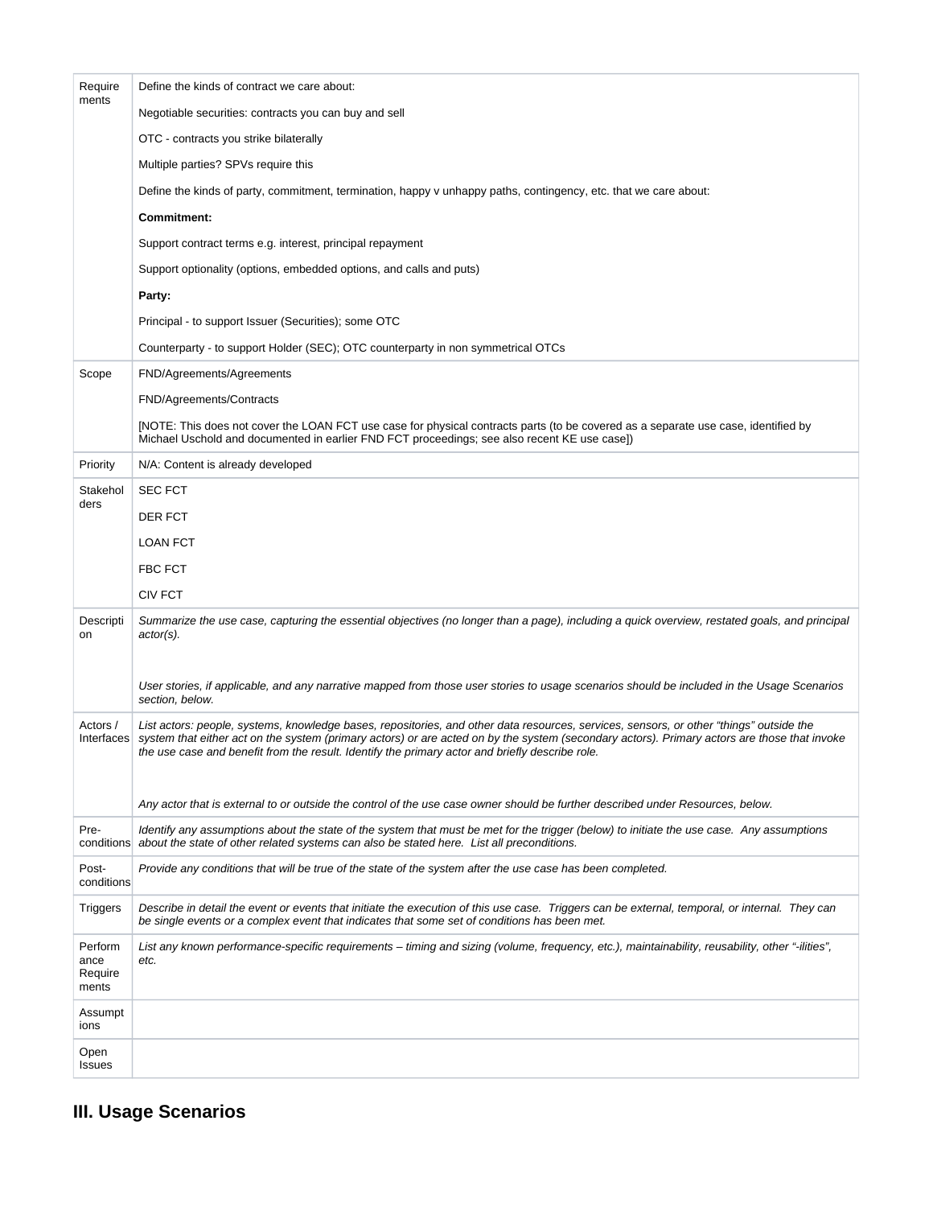| | |
|---|---|
| Requirements | Define the kinds of contract we care about:<br><br>Negotiable securities: contracts you can buy and sell<br><br>OTC - contracts you strike bilaterally<br><br>Multiple parties? SPVs require this<br><br>Define the kinds of party, commitment, termination, happy v unhappy paths, contingency, etc. that we care about:<br><br>**Commitment:**<br><br>Support contract terms e.g. interest, principal repayment<br><br>Support optionality (options, embedded options, and calls and puts)<br><br>**Party:**<br><br>Principal - to support Issuer (Securities); some OTC<br><br>Counterparty - to support Holder (SEC); OTC counterparty in non symmetrical OTCs |
| Scope | FND/Agreements/Agreements<br><br>FND/Agreements/Contracts<br><br>[NOTE: This does not cover the LOAN FCT use case for physical contracts parts (to be covered as a separate use case, identified by Michael Uschold and documented in earlier FND FCT proceedings; see also recent KE use case]) |
| Priority | N/A: Content is already developed |
| Stakeholders | SEC FCT<br><br>DER FCT<br><br>LOAN FCT<br><br>FBC FCT<br><br>CIV FCT |
| Description | *Summarize the use case, capturing the essential objectives (no longer than a page), including a quick overview, restated goals, and principal actor(s).*<br><br>*User stories, if applicable, and any narrative mapped from those user stories to usage scenarios should be included in the Usage Scenarios section, below.* |
| Actors / Interfaces | *List actors: people, systems, knowledge bases, repositories, and other data resources, services, sensors, or other "things" outside the system that either act on the system (primary actors) or are acted on by the system (secondary actors). Primary actors are those that invoke the use case and benefit from the result. Identify the primary actor and briefly describe role.*<br><br>*Any actor that is external to or outside the control of the use case owner should be further described under Resources, below.* |
| Pre-conditions | *Identify any assumptions about the state of the system that must be met for the trigger (below) to initiate the use case. Any assumptions about the state of other related systems can also be stated here. List all preconditions.* |
| Post-conditions | *Provide any conditions that will be true of the state of the system after the use case has been completed.* |
| Triggers | *Describe in detail the event or events that initiate the execution of this use case. Triggers can be external, temporal, or internal. They can be single events or a complex event that indicates that some set of conditions has been met.* |
| Performance Requirements | *List any known performance-specific requirements – timing and sizing (volume, frequency, etc.), maintainability, reusability, other "-ilities", etc.* |
| Assumptions | |
| Open Issues | |

## III. Usage Scenarios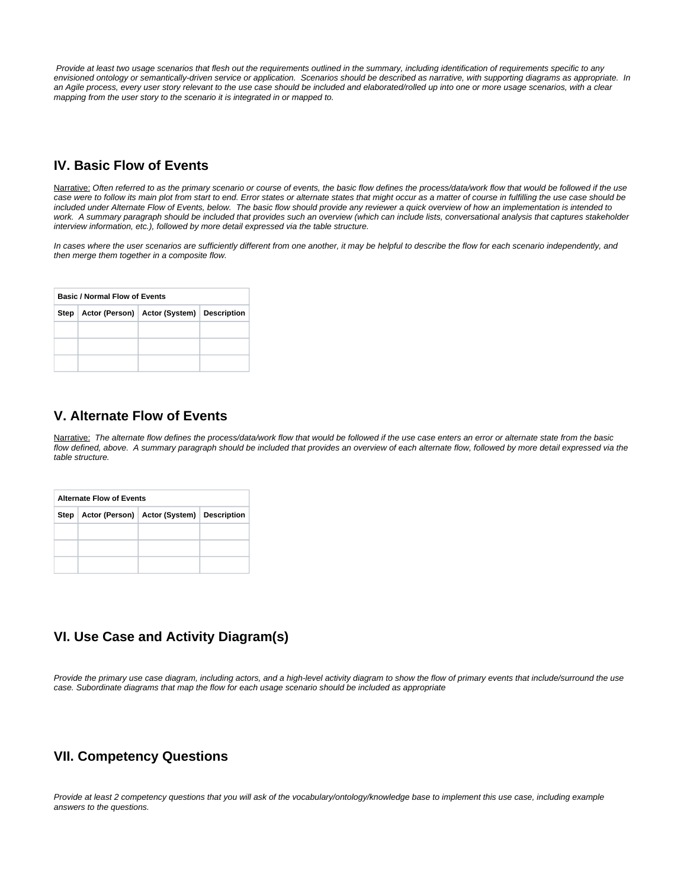*Provide at least two usage scenarios that flesh out the requirements outlined in the summary, including identification of requirements specific to any envisioned ontology or semantically-driven service or application. Scenarios should be described as narrative, with supporting diagrams as appropriate. In an Agile process, every user story relevant to the use case should be included and elaborated/rolled up into one or more usage scenarios, with a clear mapping from the user story to the scenario it is integrated in or mapped to.*

## IV. Basic Flow of Events

Narrative: *Often referred to as the primary scenario or course of events, the basic flow defines the process/data/work flow that would be followed if the use case were to follow its main plot from start to end. Error states or alternate states that might occur as a matter of course in fulfilling the use case should be included under Alternate Flow of Events, below. The basic flow should provide any reviewer a quick overview of how an implementation is intended to work. A summary paragraph should be included that provides such an overview (which can include lists, conversational analysis that captures stakeholder interview information, etc.), followed by more detail expressed via the table structure.*

*In cases where the user scenarios are sufficiently different from one another, it may be helpful to describe the flow for each scenario independently, and then merge them together in a composite flow.*

| **Basic / Normal Flow of Events** | | | |
|---|---|---|---|
| **Step** | **Actor (Person)** | **Actor (System)** | **Description** |
| | | | |
| | | | |
| | | | |

## V. Alternate Flow of Events

Narrative: *The alternate flow defines the process/data/work flow that would be followed if the use case enters an error or alternate state from the basic flow defined, above. A summary paragraph should be included that provides an overview of each alternate flow, followed by more detail expressed via the table structure.*

| **Alternate Flow of Events** | | | |
|---|---|---|---|
| **Step** | **Actor (Person)** | **Actor (System)** | **Description** |
| | | | |
| | | | |
| | | | |

## VI. Use Case and Activity Diagram(s)

*Provide the primary use case diagram, including actors, and a high-level activity diagram to show the flow of primary events that include/surround the use case. Subordinate diagrams that map the flow for each usage scenario should be included as appropriate*

## VII. Competency Questions

*Provide at least 2 competency questions that you will ask of the vocabulary/ontology/knowledge base to implement this use case, including example answers to the questions.*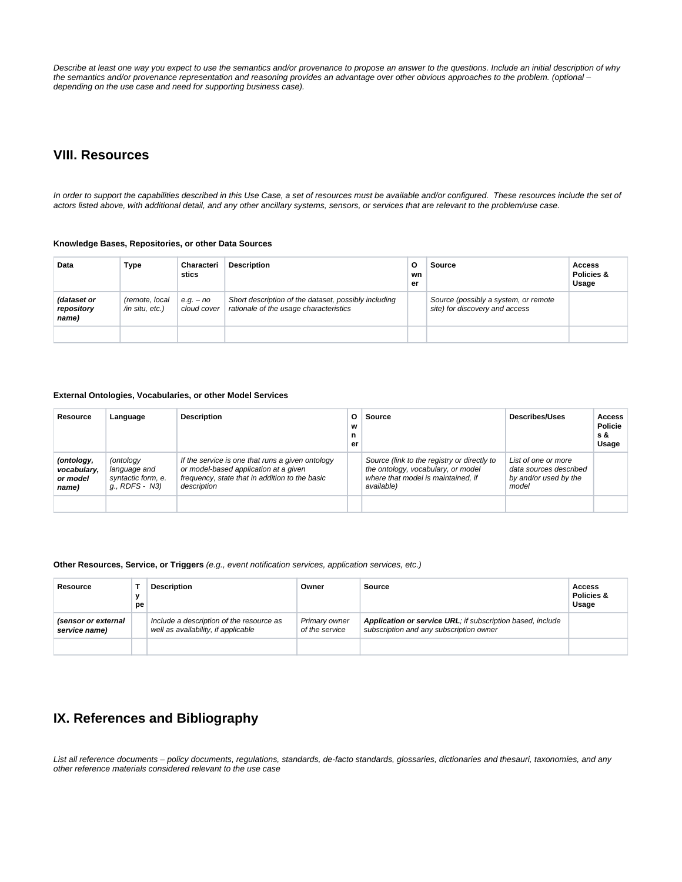*Describe at least one way you expect to use the semantics and/or provenance to propose an answer to the questions. Include an initial description of why the semantics and/or provenance representation and reasoning provides an advantage over other obvious approaches to the problem. (optional – depending on the use case and need for supporting business case).*

## VIII. Resources

*In order to support the capabilities described in this Use Case, a set of resources must be available and/or configured. These resources include the set of actors listed above, with additional detail, and any other ancillary systems, sensors, or services that are relevant to the problem/use case.*

#### Knowledge Bases, Repositories, or other Data Sources

| Data | Type | Characteristics | Description | Owner | Source | Access Policies & Usage |
|---|---|---|---|---|---|---|
| ***(dataset or repository name)*** | *(remote, local /in situ, etc.)* | *e.g. – no cloud cover* | *Short description of the dataset, possibly including rationale of the usage characteristics* | | *Source (possibly a system, or remote site) for discovery and access* | |
| | | | | | | |

#### External Ontologies, Vocabularies, or other Model Services

| Resource | Language | Description | Owner | Source | Describes/Uses | Access Policies & Usage |
|---|---|---|---|---|---|---|
| ***(ontology, vocabulary, or model name)*** | *(ontology language and syntactic form, e. g., RDFS - N3)* | *If the service is one that runs a given ontology or model-based application at a given frequency, state that in addition to the basic description* | | *Source (link to the registry or directly to the ontology, vocabulary, or model where that model is maintained, if available)* | *List of one or more data sources described by and/or used by the model* | |
| | | | | | | |

#### Other Resources, Service, or Triggers *(e.g., event notification services, application services, etc.)*

| Resource | Type | Description | Owner | Source | Access Policies & Usage |
|---|---|---|---|---|---|
| ***(sensor or external service name)*** | | *Include a description of the resource as well as availability, if applicable* | *Primary owner of the service* | ***Application or service URL****; if subscription based, include subscription and any subscription owner* | |
| | | | | | |

## IX. References and Bibliography

*List all reference documents – policy documents, regulations, standards, de-facto standards, glossaries, dictionaries and thesauri, taxonomies, and any other reference materials considered relevant to the use case*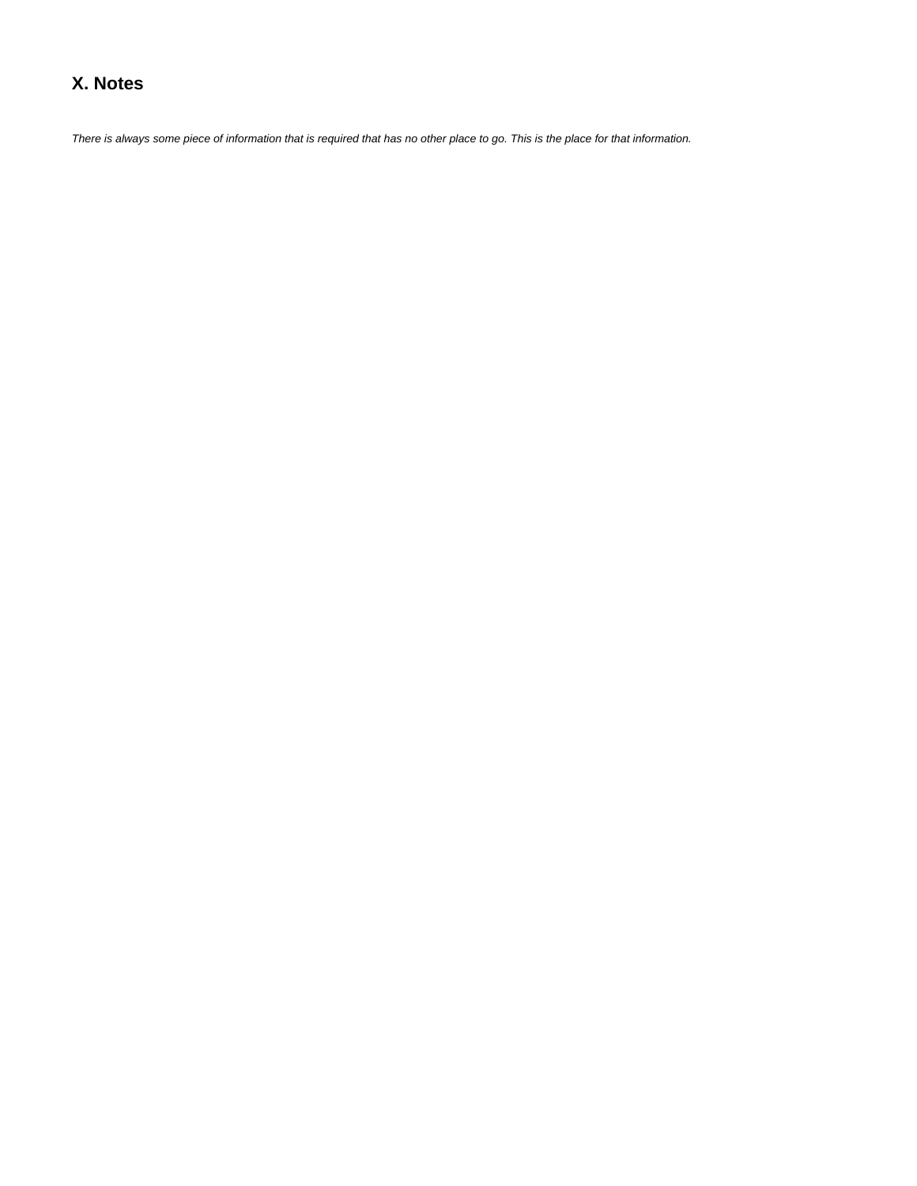## X. Notes

*There is always some piece of information that is required that has no other place to go. This is the place for that information.*